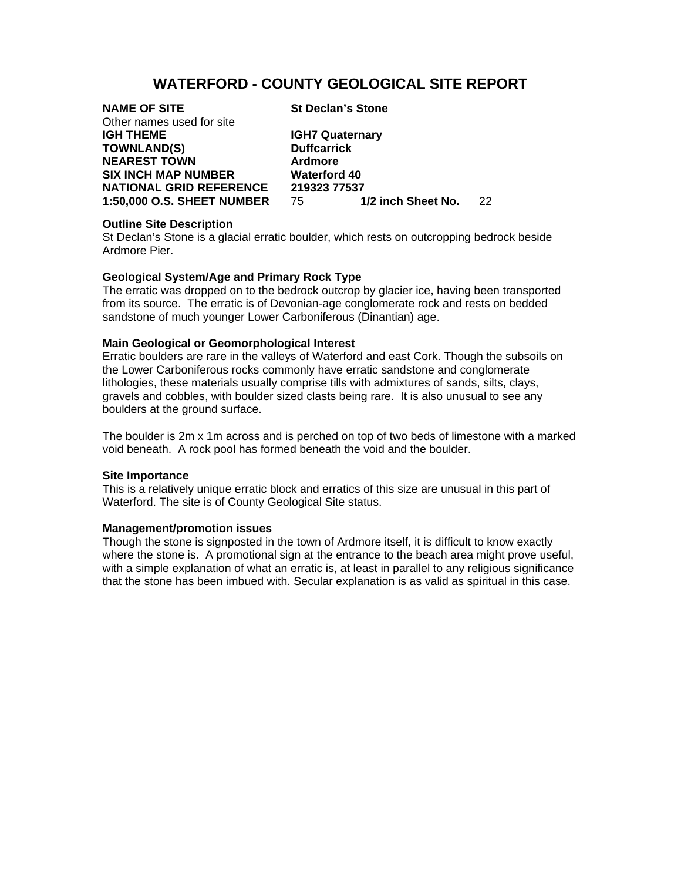# WATERFORD - COUNTY GEOLOGICAL SITE REPORT

**NAME OF SITE** **St Declan's Stone**
Other names used for site
**IGH THEME** **IGH7 Quaternary**
**TOWNLAND(S)** **Duffcarrick**
**NEAREST TOWN** **Ardmore**
**SIX INCH MAP NUMBER** **Waterford 40**
**NATIONAL GRID REFERENCE** **219323 77537**
**1:50,000 O.S. SHEET NUMBER** 75 **1/2 inch Sheet No.** 22

**Outline Site Description**
St Declan's Stone is a glacial erratic boulder, which rests on outcropping bedrock beside Ardmore Pier.

**Geological System/Age and Primary Rock Type**
The erratic was dropped on to the bedrock outcrop by glacier ice, having been transported from its source. The erratic is of Devonian-age conglomerate rock and rests on bedded sandstone of much younger Lower Carboniferous (Dinantian) age.

**Main Geological or Geomorphological Interest**
Erratic boulders are rare in the valleys of Waterford and east Cork. Though the subsoils on the Lower Carboniferous rocks commonly have erratic sandstone and conglomerate lithologies, these materials usually comprise tills with admixtures of sands, silts, clays, gravels and cobbles, with boulder sized clasts being rare. It is also unusual to see any boulders at the ground surface.

The boulder is 2m x 1m across and is perched on top of two beds of limestone with a marked void beneath. A rock pool has formed beneath the void and the boulder.

**Site Importance**
This is a relatively unique erratic block and erratics of this size are unusual in this part of Waterford. The site is of County Geological Site status.

**Management/promotion issues**
Though the stone is signposted in the town of Ardmore itself, it is difficult to know exactly where the stone is. A promotional sign at the entrance to the beach area might prove useful, with a simple explanation of what an erratic is, at least in parallel to any religious significance that the stone has been imbued with. Secular explanation is as valid as spiritual in this case.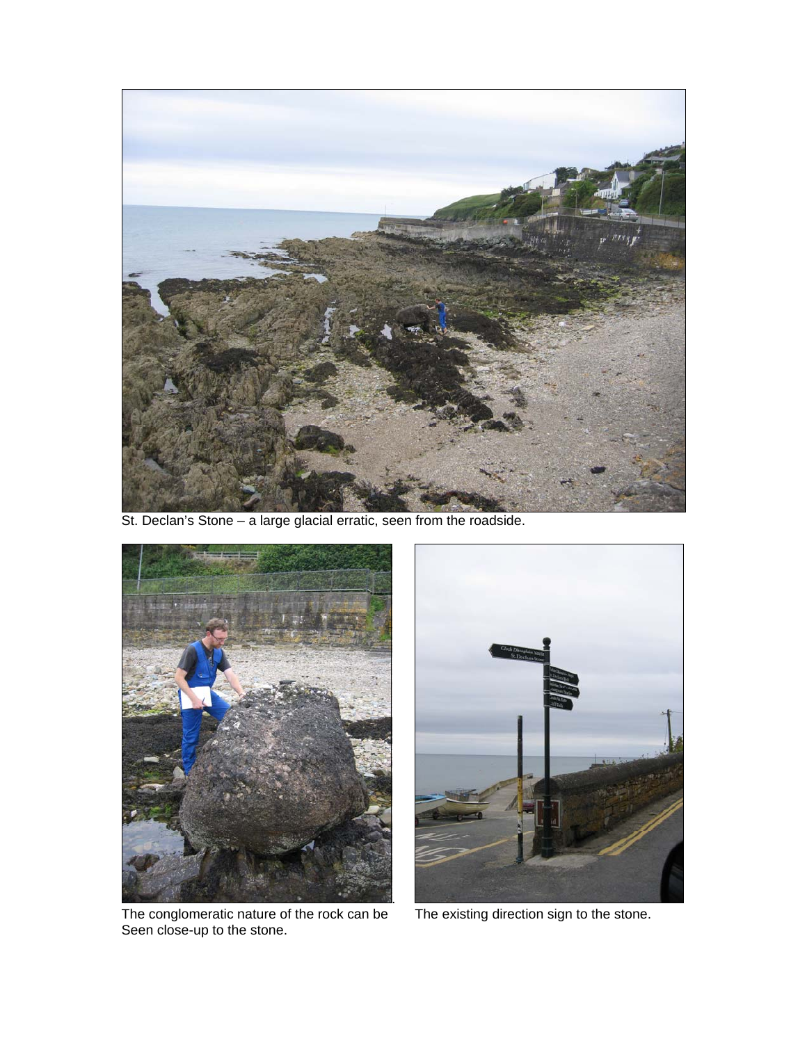St. Declan's Stone – a large glacial erratic, seen from the roadside.

The conglomeratic nature of the rock can be Seen close-up to the stone.

The existing direction sign to the stone.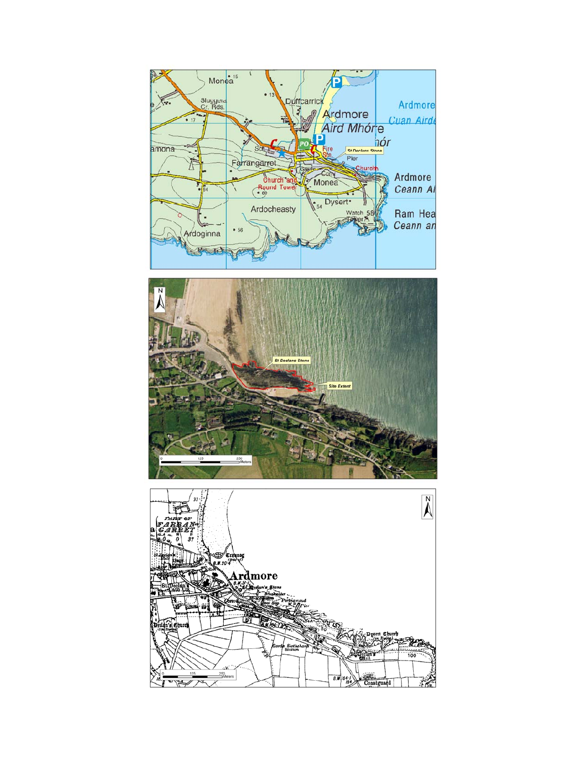Monea
15
Sluggera Cr. Rds.
13
Duffcarrick
Ardmore
Aird Mhóre
Ardmore
Cuan Aird
17
amona
Sch
PO
P
P
Fire Stn
St Declans Stone
Farrangarret
Pier
Church
Church and Round Tower
Cross
Monea
Ardmore
Ceann Ai
60
64
Dysert
54
Ardocheasty
Watch Tower
58
Ram Hea
Ceann an
Ardoginna
56

N
St Declans Stone
Site Extent
0 125 250 Meters

N
Part of FARRANGARRET
Ardmore
Crannog
St Declan's Well
St Declan's Stone
Breakwater
Portnamaud
Boat Slip
St Declan's Church
Garda Siochana Station
Desert Church
St Declan's Well
Coastguard
100
0 125 250 Meters